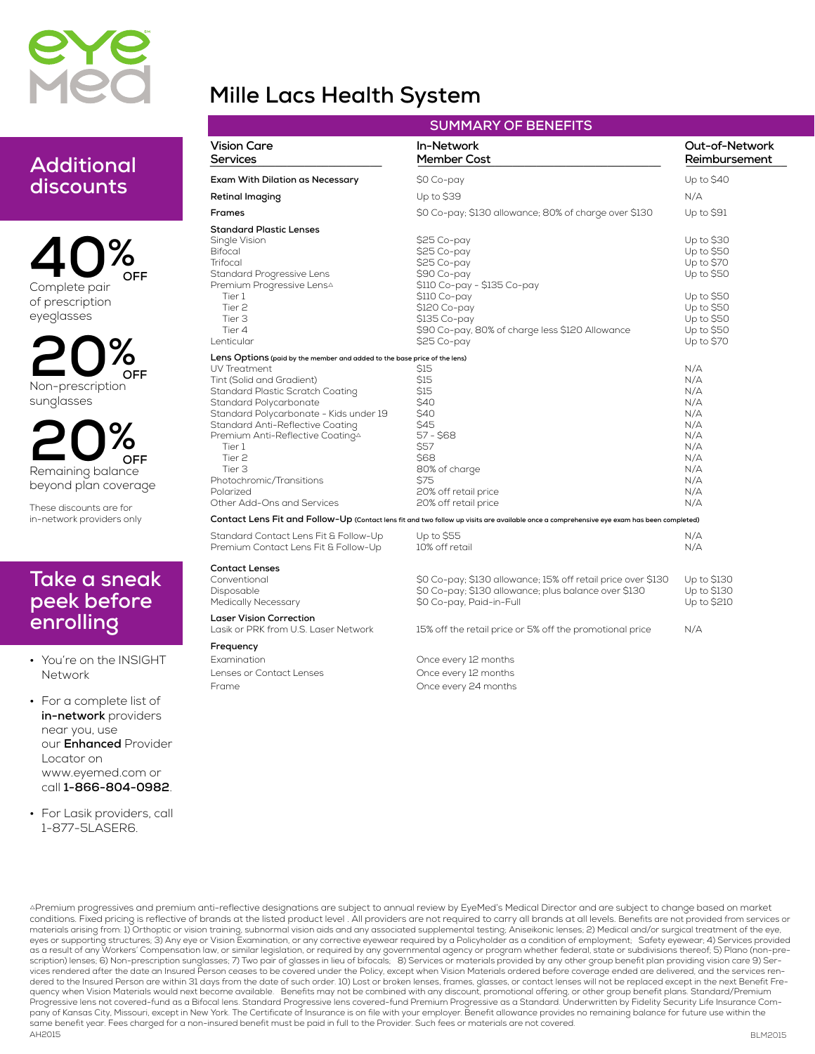# Mille Lacs Health System

## Additional discounts

**40% OFF** Complete pair of prescription eyeglasses

**20% OFF** Non-prescription sunglasses

**20% OFF** Remaining balance beyond plan coverage

These discounts are for in-network providers only

## Take a sneak peek before enrolling

- You're on the INSIGHT Network
- For a complete list of **in-network** providers near you, use our **Enhanced** Provider Locator on www.eyemed.com or call **1-866-804-0982**.
- For Lasik providers, call 1-877-5LASER6.

## SUMMARY OF BENEFITS

| Vision Care Services | In-Network Member Cost | Out-of-Network Reimbursement |
|---|---|---|
| **Exam With Dilation as Necessary** | $0 Co-pay | Up to $40 |
| **Retinal Imaging** | Up to $39 | N/A |
| **Frames** | $0 Co-pay; $130 allowance; 80% of charge over $130 | Up to $91 |
| **Standard Plastic Lenses** | | |
| Single Vision | $25 Co-pay | Up to $30 |
| Bifocal | $25 Co-pay | Up to $50 |
| Trifocal | $25 Co-pay | Up to $70 |
| Standard Progressive Lens | $90 Co-pay | Up to $50 |
| Premium Progressive Lens△ | $110 Co-pay - $135 Co-pay | |
| Tier 1 | $110 Co-pay | Up to $50 |
| Tier 2 | $120 Co-pay | Up to $50 |
| Tier 3 | $135 Co-pay | Up to $50 |
| Tier 4 | $90 Co-pay, 80% of charge less $120 Allowance | Up to $50 |
| Lenticular | $25 Co-pay | Up to $70 |
| **Lens Options** (paid by the member and added to the base price of the lens) | | |
| UV Treatment | $15 | N/A |
| Tint (Solid and Gradient) | $15 | N/A |
| Standard Plastic Scratch Coating | $15 | N/A |
| Standard Polycarbonate | $40 | N/A |
| Standard Polycarbonate - Kids under 19 | $40 | N/A |
| Standard Anti-Reflective Coating | $45 | N/A |
| Premium Anti-Reflective Coating△ | 57 - $68 | N/A |
| Tier 1 | $57 | N/A |
| Tier 2 | $68 | N/A |
| Tier 3 | 80% of charge | N/A |
| Photochromic/Transitions | $75 | N/A |
| Polarized | 20% off retail price | N/A |
| Other Add-Ons and Services | 20% off retail price | N/A |
| **Contact Lens Fit and Follow-Up** (Contact lens fit and two follow up visits are available once a comprehensive eye exam has been completed) | | |
| Standard Contact Lens Fit & Follow-Up | Up to $55 | N/A |
| Premium Contact Lens Fit & Follow-Up | 10% off retail | N/A |
| **Contact Lenses** | | |
| Conventional | $0 Co-pay; $130 allowance; 15% off retail price over $130 | Up to $130 |
| Disposable | $0 Co-pay; $130 allowance; plus balance over $130 | Up to $130 |
| Medically Necessary | $0 Co-pay, Paid-in-Full | Up to $210 |
| **Laser Vision Correction** | | |
| Lasik or PRK from U.S. Laser Network | 15% off the retail price or 5% off the promotional price | N/A |
| **Frequency** | | |
| Examination | Once every 12 months | |
| Lenses or Contact Lenses | Once every 12 months | |
| Frame | Once every 24 months | |

△Premium progressives and premium anti-reflective designations are subject to annual review by EyeMed's Medical Director and are subject to change based on market conditions. Fixed pricing is reflective of brands at the listed product level . All providers are not required to carry all brands at all levels. Benefits are not provided from services or materials arising from: 1) Orthoptic or vision training, subnormal vision aids and any associated supplemental testing; Aniseikonic lenses; 2) Medical and/or surgical treatment of the eye, eyes or supporting structures; 3) Any eye or Vision Examination, or any corrective eyewear required by a Policyholder as a condition of employment; Safety eyewear; 4) Services provided as a result of any Workers' Compensation law, or similar legislation, or required by any governmental agency or program whether federal, state or subdivisions thereof; 5) Plano (non-prescription) lenses; 6) Non-prescription sunglasses; 7) Two pair of glasses in lieu of bifocals; 8) Services or materials provided by any other group benefit plan providing vision care 9) Services rendered after the date an Insured Person ceases to be covered under the Policy, except when Vision Materials ordered before coverage ended are delivered, and the services rendered to the Insured Person are within 31 days from the date of such order. 10) Lost or broken lenses, frames, glasses, or contact lenses will not be replaced except in the next Benefit Frequency when Vision Materials would next become available. Benefits may not be combined with any discount, promotional offering, or other group benefit plans. Standard/Premium Progressive lens not covered-fund as a Bifocal lens. Standard Progressive lens covered-fund Premium Progressive as a Standard. Underwritten by Fidelity Security Life Insurance Company of Kansas City, Missouri, except in New York. The Certificate of Insurance is on file with your employer. Benefit allowance provides no remaining balance for future use within the same benefit year. Fees charged for a non-insured benefit must be paid in full to the Provider. Such fees or materials are not covered.

AH2015 BLM2015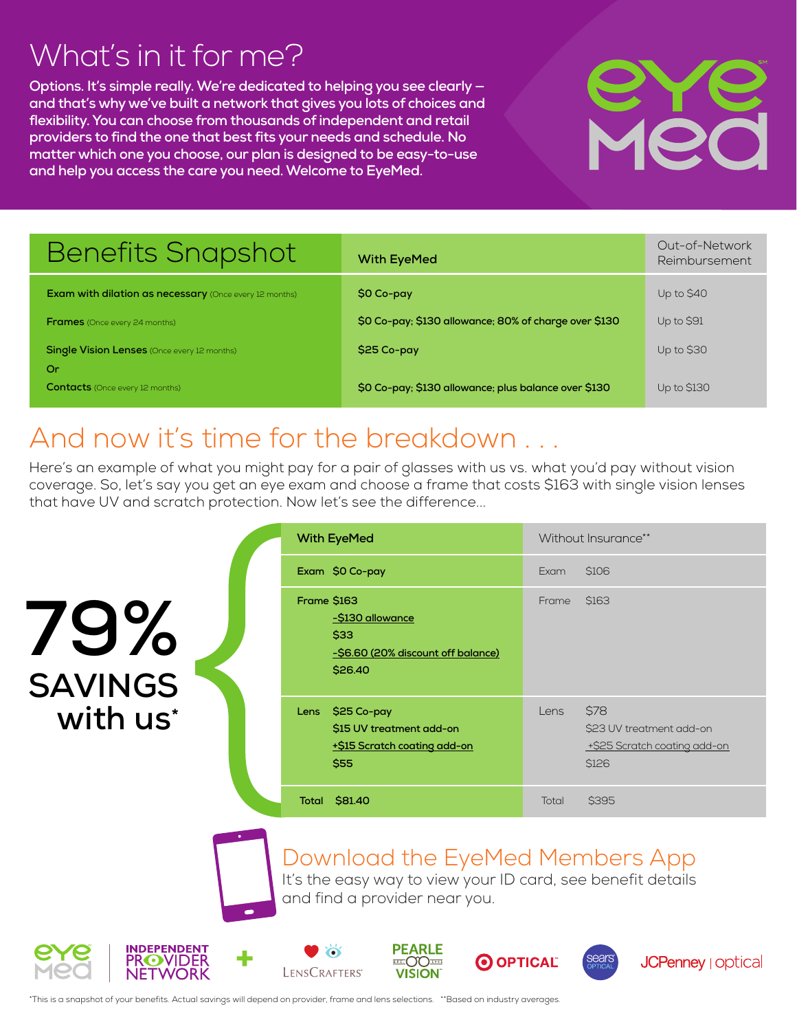# What's in it for me?

**Options. It's simple really. We're dedicated to helping you see clearly – and that's why we've built a network that gives you lots of choices and flexibility. You can choose from thousands of independent and retail providers to find the one that best fits your needs and schedule. No matter which one you choose, our plan is designed to be easy-to-use and help you access the care you need. Welcome to EyeMed.**

| Benefits Snapshot | With EyeMed | Out-of-Network Reimbursement |
|---|---|---|
| **Exam with dilation as necessary** (Once every 12 months) | $0 Co-pay | Up to $40 |
| **Frames** (Once every 24 months) | $0 Co-pay; $130 allowance; 80% of charge over $130 | Up to $91 |
| **Single Vision Lenses** (Once every 12 months) | $25 Co-pay | Up to $30 |
| Or | | |
| **Contacts** (Once every 12 months) | $0 Co-pay; $130 allowance; plus balance over $130 | Up to $130 |

## And now it's time for the breakdown . . .

Here's an example of what you might pay for a pair of glasses with us vs. what you'd pay without vision coverage. So, let's say you get an eye exam and choose a frame that costs $163 with single vision lenses that have UV and scratch protection. Now let's see the difference...

**79% SAVINGS with us***

| With EyeMed | Without Insurance** |
|---|---|
| Exam $0 Co-pay | Exam $106 |
| Frame $163<br>-$130 allowance<br>$33<br>-$6.60 (20% discount off balance)<br>$26.40 | Frame $163 |
| Lens $25 Co-pay<br>$15 UV treatment add-on<br>+$15 Scratch coating add-on<br>$55 | Lens $78<br>$23 UV treatment add-on<br>+$25 Scratch coating add-on<br>$126 |
| Total $81.40 | Total $395 |

## Download the EyeMed Members App

It's the easy way to view your ID card, see benefit details and find a provider near you.

INDEPENDENT PROVIDER NETWORK + LENSCRAFTERS | PEARLE VISION | TARGET OPTICAL | SEARS OPTICAL | JCPenney optical

*This is a snapshot of your benefits. Actual savings will depend on provider, frame and lens selections. **Based on industry averages.